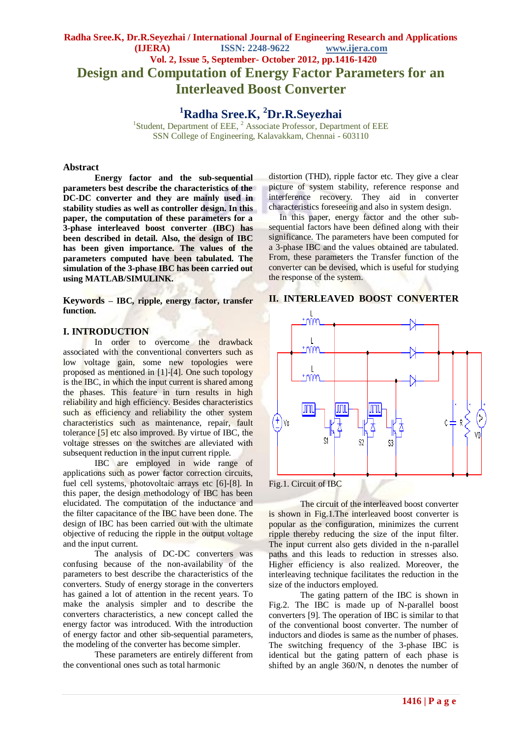# Design and Computation of Energy Factor Parameters for an Interleaved Boost Converter

## [1]Radha Sree.K, [2]Dr.R.Seyezhai

[1]Student, Department of EEE, [2] Associate Professor, Department of EEE
SSN College of Engineering, Kalavakkam, Chennai - 603110

### Abstract

**Energy factor and the sub-sequential parameters best describe the characteristics of the DC-DC converter and they are mainly used in stability studies as well as controller design. In this paper, the computation of these parameters for a 3-phase interleaved boost converter (IBC) has been described in detail. Also, the design of IBC has been given importance. The values of the parameters computed have been tabulated. The simulation of the 3-phase IBC has been carried out using MATLAB/SIMULINK.**

**Keywords – IBC, ripple, energy factor, transfer function.**

## I. INTRODUCTION

In order to overcome the drawback associated with the conventional converters such as low voltage gain, some new topologies were proposed as mentioned in [1]-[4]. One such topology is the IBC, in which the input current is shared among the phases. This feature in turn results in high reliability and high efficiency. Besides characteristics such as efficiency and reliability the other system characteristics such as maintenance, repair, fault tolerance [5] etc also improved. By virtue of IBC, the voltage stresses on the switches are alleviated with subsequent reduction in the input current ripple.

IBC are employed in wide range of applications such as power factor correction circuits, fuel cell systems, photovoltaic arrays etc [6]-[8]. In this paper, the design methodology of IBC has been elucidated. The computation of the inductance and the filter capacitance of the IBC have been done. The design of IBC has been carried out with the ultimate objective of reducing the ripple in the output voltage and the input current.

The analysis of DC-DC converters was confusing because of the non-availability of the parameters to best describe the characteristics of the converters. Study of energy storage in the converters has gained a lot of attention in the recent years. To make the analysis simpler and to describe the converters characteristics, a new concept called the energy factor was introduced. With the introduction of energy factor and other sib-sequential parameters, the modeling of the converter has become simpler.

These parameters are entirely different from the conventional ones such as total harmonic distortion (THD), ripple factor etc. They give a clear picture of system stability, reference response and interference recovery. They aid in converter characteristics foreseeing and also in system design.

In this paper, energy factor and the other sub-sequential factors have been defined along with their significance. The parameters have been computed for a 3-phase IBC and the values obtained are tabulated. From, these parameters the Transfer function of the converter can be devised, which is useful for studying the response of the system.

## II. INTERLEAVED BOOST CONVERTER

Fig.1. Circuit of IBC

The circuit of the interleaved boost converter is shown in Fig.1.The interleaved boost converter is popular as the configuration, minimizes the current ripple thereby reducing the size of the input filter. The input current also gets divided in the n-parallel paths and this leads to reduction in stresses also. Higher efficiency is also realized. Moreover, the interleaving technique facilitates the reduction in the size of the inductors employed.

The gating pattern of the IBC is shown in Fig.2. The IBC is made up of N-parallel boost converters [9]. The operation of IBC is similar to that of the conventional boost converter. The number of inductors and diodes is same as the number of phases. The switching frequency of the 3-phase IBC is identical but the gating pattern of each phase is shifted by an angle 360/N, n denotes the number of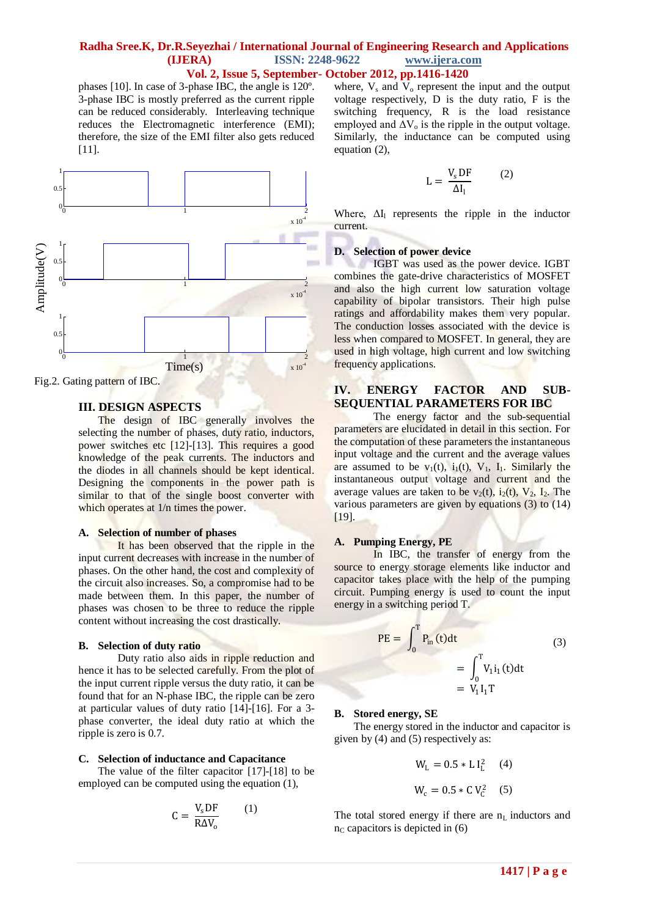phases [10]. In case of 3-phase IBC, the angle is 120º. 3-phase IBC is mostly preferred as the current ripple can be reduced considerably. Interleaving technique reduces the Electromagnetic interference (EMI); therefore, the size of the EMI filter also gets reduced [11].

Fig.2. Gating pattern of IBC.

## III. DESIGN ASPECTS

The design of IBC generally involves the selecting the number of phases, duty ratio, inductors, power switches etc [12]-[13]. This requires a good knowledge of the peak currents. The inductors and the diodes in all channels should be kept identical. Designing the components in the power path is similar to that of the single boost converter with which operates at 1/n times the power.

### A. Selection of number of phases

It has been observed that the ripple in the input current decreases with increase in the number of phases. On the other hand, the cost and complexity of the circuit also increases. So, a compromise had to be made between them. In this paper, the number of phases was chosen to be three to reduce the ripple content without increasing the cost drastically.

### B. Selection of duty ratio

Duty ratio also aids in ripple reduction and hence it has to be selected carefully. From the plot of the input current ripple versus the duty ratio, it can be found that for an N-phase IBC, the ripple can be zero at particular values of duty ratio [14]-[16]. For a 3-phase converter, the ideal duty ratio at which the ripple is zero is 0.7.

### C. Selection of inductance and Capacitance

The value of the filter capacitor [17]-[18] to be employed can be computed using the equation (1),

$$C = \frac{V_s DF}{R\Delta V_o} \qquad (1)$$

where, $V_s$ and $V_o$ represent the input and the output voltage respectively, D is the duty ratio, F is the switching frequency, R is the load resistance employed and $\Delta V_o$ is the ripple in the output voltage. Similarly, the inductance can be computed using equation (2),

$$L = \frac{V_s DF}{\Delta I_l} \qquad (2)$$

Where, $\Delta I_l$ represents the ripple in the inductor current.

### D. Selection of power device

IGBT was used as the power device. IGBT combines the gate-drive characteristics of MOSFET and also the high current low saturation voltage capability of bipolar transistors. Their high pulse ratings and affordability makes them very popular. The conduction losses associated with the device is less when compared to MOSFET. In general, they are used in high voltage, high current and low switching frequency applications.

## IV. ENERGY FACTOR AND SUB-SEQUENTIAL PARAMETERS FOR IBC

The energy factor and the sub-sequential parameters are elucidated in detail in this section. For the computation of these parameters the instantaneous input voltage and the current and the average values are assumed to be $v_1(t)$, $i_1(t)$, $V_1$, $I_1$. Similarly the instantaneous output voltage and current and the average values are taken to be $v_2(t)$, $i_2(t)$, $V_2$, $I_2$. The various parameters are given by equations (3) to (14) [19].

### A. Pumping Energy, PE

In IBC, the transfer of energy from the source to energy storage elements like inductor and capacitor takes place with the help of the pumping circuit. Pumping energy is used to count the input energy in a switching period T.

$$\begin{aligned} PE &= \int_0^T P_{in}(t)dt \qquad (3) \\ &= \int_0^T V_1 i_1(t)dt \\ &= V_1 I_1 T \end{aligned}$$

### B. Stored energy, SE

The energy stored in the inductor and capacitor is given by (4) and (5) respectively as:

$$W_L = 0.5 * L I_L^2 \qquad (4)$$

$$W_c = 0.5 * C V_C^2 \qquad (5)$$

The total stored energy if there are $n_L$ inductors and $n_C$ capacitors is depicted in (6)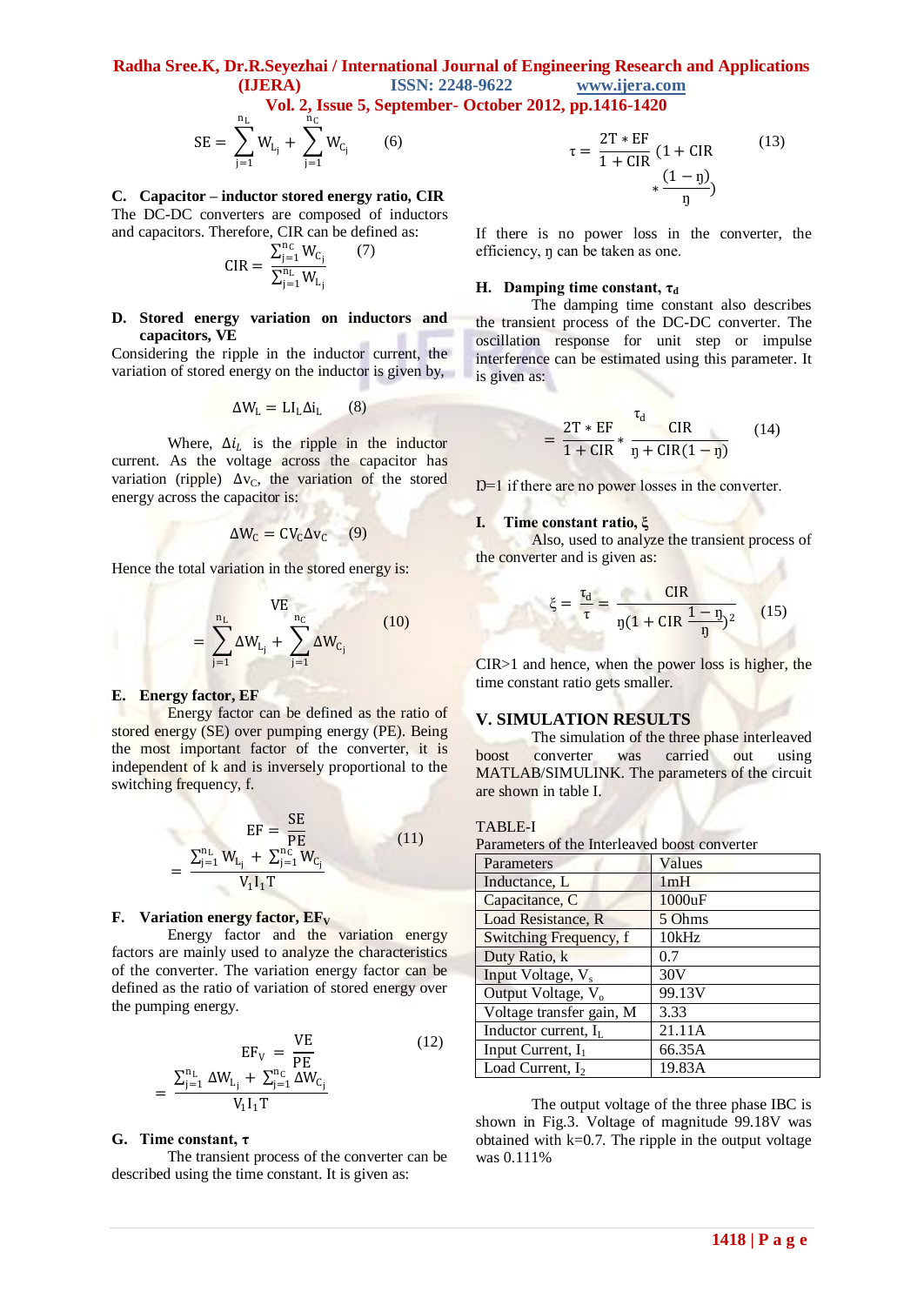$$SE = \sum_{j=1}^{n_L} W_{L_j} + \sum_{j=1}^{n_C} W_{C_j} \qquad (6)$$

### C. Capacitor – inductor stored energy ratio, CIR

The DC-DC converters are composed of inductors and capacitors. Therefore, CIR can be defined as:

$$CIR = \frac{\sum_{j=1}^{n_C} W_{C_j}}{\sum_{j=1}^{n_L} W_{L_j}} \qquad (7)$$

### D. Stored energy variation on inductors and capacitors, VE

Considering the ripple in the inductor current, the variation of stored energy on the inductor is given by,

$$\Delta W_L = L I_L \Delta i_L \qquad (8)$$

Where, $\Delta i_L$ is the ripple in the inductor current. As the voltage across the capacitor has variation (ripple) $\Delta v_C$, the variation of the stored energy across the capacitor is:

$$\Delta W_C = C V_C \Delta v_C \qquad (9)$$

Hence the total variation in the stored energy is:

$$VE = \sum_{j=1}^{n_L} \Delta W_{L_j} + \sum_{j=1}^{n_C} \Delta W_{C_j} \qquad (10)$$

### E. Energy factor, EF

Energy factor can be defined as the ratio of stored energy (SE) over pumping energy (PE). Being the most important factor of the converter, it is independent of k and is inversely proportional to the switching frequency, f.

$$EF = \frac{SE}{PE} = \frac{\sum_{j=1}^{n_L} W_{L_j} + \sum_{j=1}^{n_C} W_{C_j}}{V_1 I_1 T} \qquad (11)$$

### F. Variation energy factor, $EF_V$

Energy factor and the variation energy factors are mainly used to analyze the characteristics of the converter. The variation energy factor can be defined as the ratio of variation of stored energy over the pumping energy.

$$EF_V = \frac{VE}{PE} = \frac{\sum_{j=1}^{n_L} \Delta W_{L_j} + \sum_{j=1}^{n_C} \Delta W_{C_j}}{V_1 I_1 T} \qquad (12)$$

### G. Time constant, τ

The transient process of the converter can be described using the time constant. It is given as:

$$\tau = \frac{2T * EF}{1 + CIR}\left(1 + CIR * \frac{(1-\eta)}{\eta}\right) \qquad (13)$$

If there is no power loss in the converter, the efficiency, η can be taken as one.

### H. Damping time constant, $\tau_d$

The damping time constant also describes the transient process of the DC-DC converter. The oscillation response for unit step or impulse interference can be estimated using this parameter. It is given as:

$$\tau_d = \frac{2T * EF}{1 + CIR} * \frac{CIR}{\eta + CIR(1-\eta)} \qquad (14)$$

Ƞ=1 if there are no power losses in the converter.

### I. Time constant ratio, ξ

Also, used to analyze the transient process of the converter and is given as:

$$\xi = \frac{\tau_d}{\tau} = \frac{CIR}{\eta\left(1 + CIR\frac{1-\eta}{\eta}\right)^2} \qquad (15)$$

CIR>1 and hence, when the power loss is higher, the time constant ratio gets smaller.

## V. SIMULATION RESULTS

The simulation of the three phase interleaved boost converter was carried out using MATLAB/SIMULINK. The parameters of the circuit are shown in table I.

TABLE-I

Parameters of the Interleaved boost converter

| Parameters | Values |
|---|---|
| Inductance, L | 1mH |
| Capacitance, C | 1000uF |
| Load Resistance, R | 5 Ohms |
| Switching Frequency, f | 10kHz |
| Duty Ratio, k | 0.7 |
| Input Voltage, $V_s$ | 30V |
| Output Voltage, $V_o$ | 99.13V |
| Voltage transfer gain, M | 3.33 |
| Inductor current, $I_L$ | 21.11A |
| Input Current, $I_1$ | 66.35A |
| Load Current, $I_2$ | 19.83A |

The output voltage of the three phase IBC is shown in Fig.3. Voltage of magnitude 99.18V was obtained with k=0.7. The ripple in the output voltage was 0.111%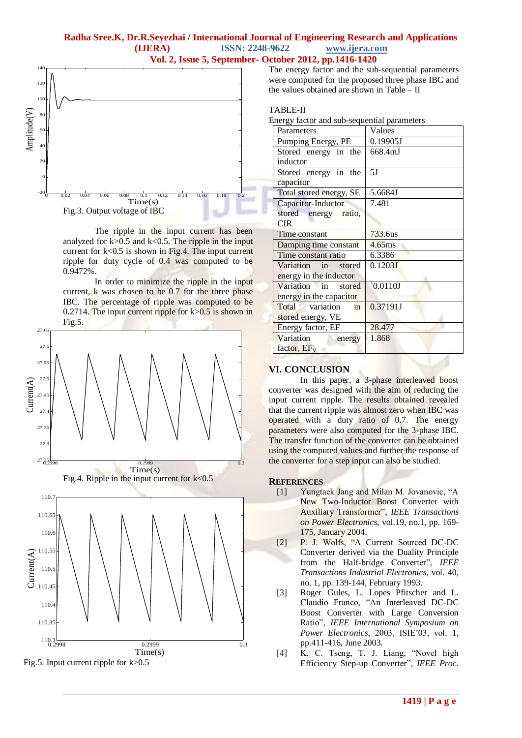Fig.3. Output voltage of IBC

The ripple in the input current has been analyzed for k>0.5 and k<0.5. The ripple in the input current for k<0.5 is shown in Fig.4. The input current ripple for duty cycle of 0.4 was computed to be 0.9472%.

In order to minimize the ripple in the input current, k was chosen to be 0.7 for the three phase IBC. The percentage of ripple was computed to be 0.2714. The input current ripple for k>0.5 is shown in Fig.5.

Fig.4. Ripple in the input current for k<0.5

Fig.5. Input current ripple for k>0.5

The energy factor and the sub-sequential parameters were computed for the proposed three phase IBC and the values obtained are shown in Table – II

TABLE-II
Energy factor and sub-sequential parameters

| Parameters | Values |
|---|---|
| Pumping Energy, PE | 0.19905J |
| Stored energy in the inductor | 668.4mJ |
| Stored energy in the capacitor | 5J |
| Total stored energy, SE | 5.6684J |
| Capacitor-Inductor stored energy ratio, CIR | 7.481 |
| Time constant | 733.6us |
| Damping time constant | 4.65ms |
| Time constant ratio | 6.3386 |
| Variation in stored energy in the inductor | 0.1203J |
| Variation in stored energy in the capacitor | `0.0110J |
| Total variation in stored energy, VE | 0.37191J |
| Energy factor, EF | 28.477 |
| Variation energy factor, $EF_V$ | 1.868 |

## VI. CONCLUSION

In this paper, a 3-phase interleaved boost converter was designed with the aim of reducing the input current ripple. The results obtained revealed that the current ripple was almost zero when IBC was operated with a duty ratio of 0.7. The energy parameters were also computed for the 3-phase IBC. The transfer function of the converter can be obtained using the computed values and further the response of the converter for a step input can also be studied.

## REFERENCES

[1] Yungtaek Jang and Milan M. Jovanovic, "A New Two-Inductor Boost Converter with Auxiliary Transformer", *IEEE Transactions on Power Electronics*, vol.19, no.1, pp. 169-175, January 2004.

[2] P. J. Wolfs, "A Current Sourced DC-DC Converter derived via the Duality Principle from the Half-bridge Converter", *IEEE Transactions Industrial Electronics*, vol. 40, no. 1, pp. 139-144, February 1993.

[3] Roger Gules, L. Lopes Pfitscher and L. Claudio Franco, "An Interleaved DC-DC Boost Converter with Large Conversion Ratio", *IEEE International Symposium on Power Electronics*, 2003, ISIE'03, vol. 1, pp.411-416, June 2003.

[4] K. C. Tseng, T. J. Liang, "Novel high Efficiency Step-up Converter", *IEEE Proc.*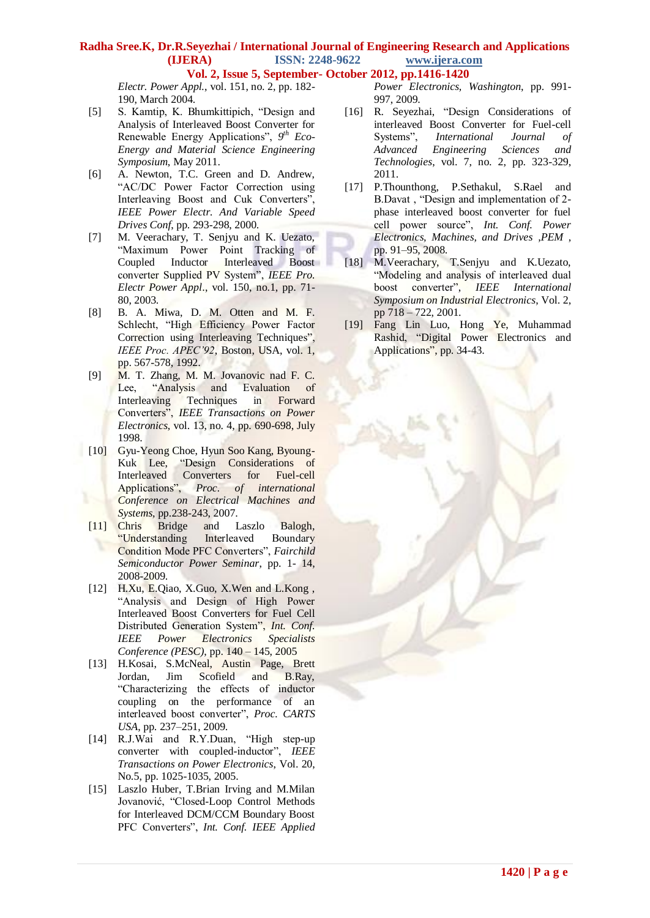*Electr. Power Appl.*, vol. 151, no. 2, pp. 182-190, March 2004.

[5] S. Kamtip, K. Bhumkittipich, "Design and Analysis of Interleaved Boost Converter for Renewable Energy Applications", *9th Eco-Energy and Material Science Engineering Symposium*, May 2011.

[6] A. Newton, T.C. Green and D. Andrew, "AC/DC Power Factor Correction using Interleaving Boost and Cuk Converters", *IEEE Power Electr. And Variable Speed Drives Conf*, pp. 293-298, 2000.

[7] M. Veerachary, T. Senjyu and K. Uezato, "Maximum Power Point Tracking of Coupled Inductor Interleaved Boost converter Supplied PV System", *IEEE Pro. Electr Power Appl*., vol. 150, no.1, pp. 71-80, 2003.

[8] B. A. Miwa, D. M. Otten and M. F. Schlecht, "High Efficiency Power Factor Correction using Interleaving Techniques", *IEEE Proc. APEC'92*, Boston, USA, vol. 1, pp. 567-578, 1992.

[9] M. T. Zhang, M. M. Jovanovic nad F. C. Lee, "Analysis and Evaluation of Interleaving Techniques in Forward Converters", *IEEE Transactions on Power Electronics*, vol. 13, no. 4, pp. 690-698, July 1998.

[10] Gyu-Yeong Choe, Hyun Soo Kang, Byoung-Kuk Lee, "Design Considerations of Interleaved Converters for Fuel-cell Applications", *Proc. of international Conference on Electrical Machines and Systems*, pp.238-243, 2007.

[11] Chris Bridge and Laszlo Balogh, "Understanding Interleaved Boundary Condition Mode PFC Converters", *Fairchild Semiconductor Power Seminar*, pp. 1- 14, 2008-2009.

[12] H.Xu, E.Qiao, X.Guo, X.Wen and L.Kong , "Analysis and Design of High Power Interleaved Boost Converters for Fuel Cell Distributed Generation System", *Int. Conf. IEEE Power Electronics Specialists Conference (PESC)*, pp. 140 – 145, 2005

[13] H.Kosai, S.McNeal, Austin Page, Brett Jordan, Jim Scofield and B.Ray, "Characterizing the effects of inductor coupling on the performance of an interleaved boost converter", *Proc. CARTS USA*, pp. 237–251, 2009.

[14] R.J.Wai and R.Y.Duan, "High step-up converter with coupled-inductor", *IEEE Transactions on Power Electronics*, Vol. 20, No.5, pp. 1025-1035, 2005.

[15] Laszlo Huber, T.Brian Irving and M.Milan Jovanović, "Closed-Loop Control Methods for Interleaved DCM/CCM Boundary Boost PFC Converters", *Int. Conf. IEEE Applied Power Electronics, Washington*, pp. 991-997, 2009.

[16] R. Seyezhai, "Design Considerations of interleaved Boost Converter for Fuel-cell Systems", *International Journal of Advanced Engineering Sciences and Technologies*, vol. 7, no. 2, pp. 323-329, 2011.

[17] P.Thounthong, P.Sethakul, S.Rael and B.Davat , "Design and implementation of 2-phase interleaved boost converter for fuel cell power source", *Int. Conf. Power Electronics, Machines, and Drives ,PEM* , pp. 91–95, 2008.

[18] M.Veerachary, T.Senjyu and K.Uezato, "Modeling and analysis of interleaved dual boost converter", *IEEE International Symposium on Industrial Electronics*, Vol. 2, pp 718 – 722, 2001.

[19] Fang Lin Luo, Hong Ye, Muhammad Rashid, "Digital Power Electronics and Applications", pp. 34-43.